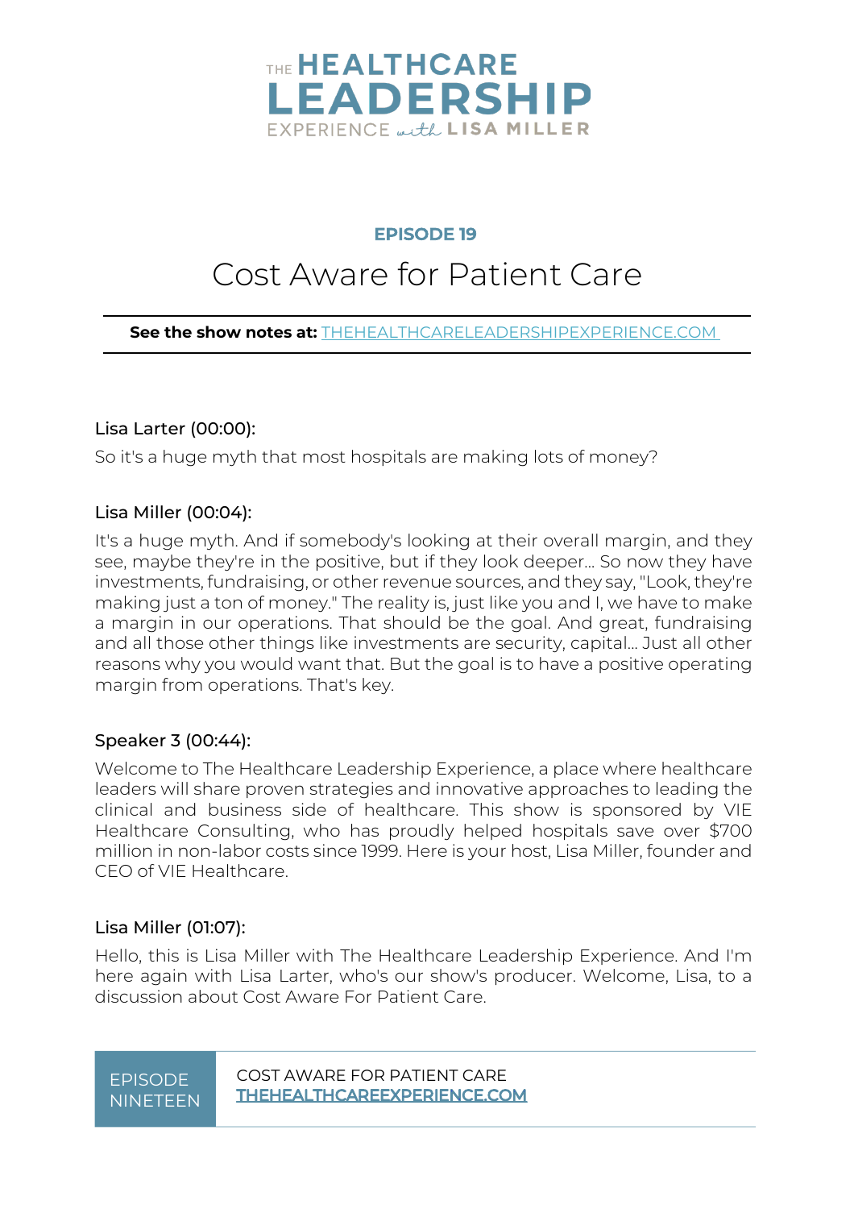# THE HEALTHCARE LEADERSHIP EXPERIENCE with LISA MILLER

## EPISODE 19

# Cost Aware for Patient Care

**See the show notes at:** THEHEALTHCARELEADERSHIPEXPERIENCE.COM

Lisa Larter (00:00):

So it's a huge myth that most hospitals are making lots of money?

Lisa Miller (00:04):

It's a huge myth. And if somebody's looking at their overall margin, and they see, maybe they're in the positive, but if they look deeper... So now they have investments, fundraising, or other revenue sources, and they say, "Look, they're making just a ton of money." The reality is, just like you and I, we have to make a margin in our operations. That should be the goal. And great, fundraising and all those other things like investments are security, capital... Just all other reasons why you would want that. But the goal is to have a positive operating margin from operations. That's key.

Speaker 3 (00:44):

Welcome to The Healthcare Leadership Experience, a place where healthcare leaders will share proven strategies and innovative approaches to leading the clinical and business side of healthcare. This show is sponsored by VIE Healthcare Consulting, who has proudly helped hospitals save over $700 million in non-labor costs since 1999. Here is your host, Lisa Miller, founder and CEO of VIE Healthcare.

Lisa Miller (01:07):

Hello, this is Lisa Miller with The Healthcare Leadership Experience. And I'm here again with Lisa Larter, who's our show's producer. Welcome, Lisa, to a discussion about Cost Aware For Patient Care.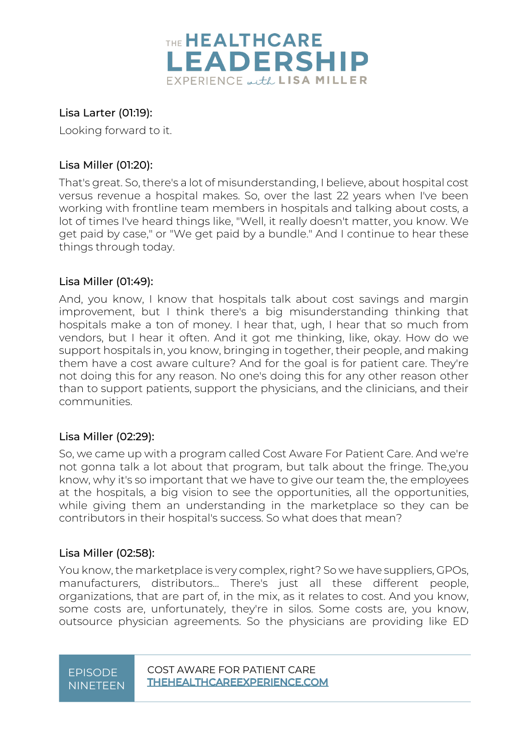Lisa Larter (01:19):

Looking forward to it.

Lisa Miller (01:20):

That's great. So, there's a lot of misunderstanding, I believe, about hospital cost versus revenue a hospital makes. So, over the last 22 years when I've been working with frontline team members in hospitals and talking about costs, a lot of times I've heard things like, "Well, it really doesn't matter, you know. We get paid by case," or "We get paid by a bundle." And I continue to hear these things through today.

Lisa Miller (01:49):

And, you know, I know that hospitals talk about cost savings and margin improvement, but I think there's a big misunderstanding thinking that hospitals make a ton of money. I hear that, ugh, I hear that so much from vendors, but I hear it often. And it got me thinking, like, okay. How do we support hospitals in, you know, bringing in together, their people, and making them have a cost aware culture? And for the goal is for patient care. They're not doing this for any reason. No one's doing this for any other reason other than to support patients, support the physicians, and the clinicians, and their communities.

Lisa Miller (02:29):

So, we came up with a program called Cost Aware For Patient Care. And we're not gonna talk a lot about that program, but talk about the fringe. The,you know, why it's so important that we have to give our team the, the employees at the hospitals, a big vision to see the opportunities, all the opportunities, while giving them an understanding in the marketplace so they can be contributors in their hospital's success. So what does that mean?

Lisa Miller (02:58):

You know, the marketplace is very complex, right? So we have suppliers, GPOs, manufacturers, distributors... There's just all these different people, organizations, that are part of, in the mix, as it relates to cost. And you know, some costs are, unfortunately, they're in silos. Some costs are, you know, outsource physician agreements. So the physicians are providing like ED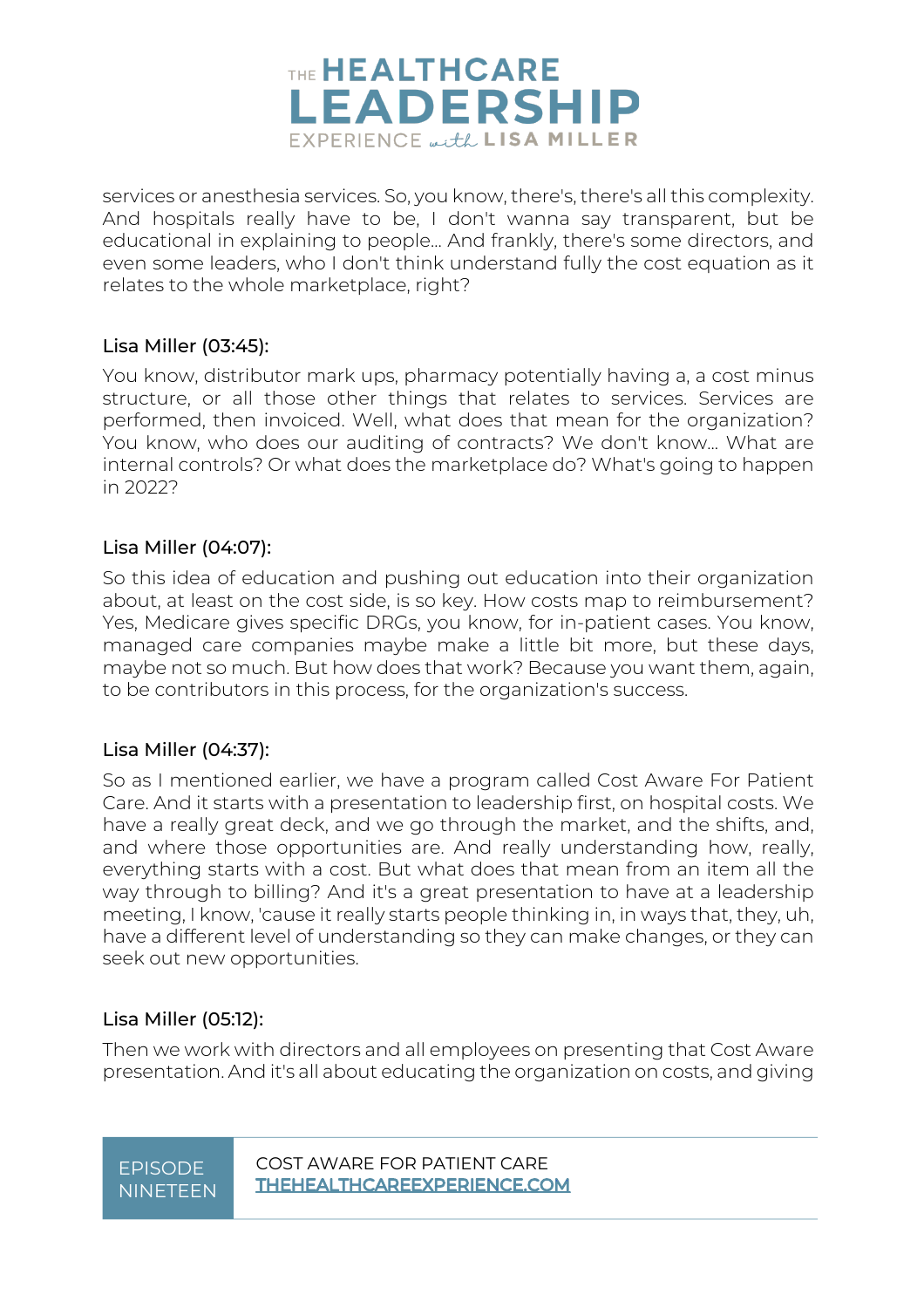services or anesthesia services. So, you know, there's, there's all this complexity. And hospitals really have to be, I don't wanna say transparent, but be educational in explaining to people... And frankly, there's some directors, and even some leaders, who I don't think understand fully the cost equation as it relates to the whole marketplace, right?

### Lisa Miller (03:45):

You know, distributor mark ups, pharmacy potentially having a, a cost minus structure, or all those other things that relates to services. Services are performed, then invoiced. Well, what does that mean for the organization? You know, who does our auditing of contracts? We don't know... What are internal controls? Or what does the marketplace do? What's going to happen in 2022?

### Lisa Miller (04:07):

So this idea of education and pushing out education into their organization about, at least on the cost side, is so key. How costs map to reimbursement? Yes, Medicare gives specific DRGs, you know, for in-patient cases. You know, managed care companies maybe make a little bit more, but these days, maybe not so much. But how does that work? Because you want them, again, to be contributors in this process, for the organization's success.

### Lisa Miller (04:37):

So as I mentioned earlier, we have a program called Cost Aware For Patient Care. And it starts with a presentation to leadership first, on hospital costs. We have a really great deck, and we go through the market, and the shifts, and, and where those opportunities are. And really understanding how, really, everything starts with a cost. But what does that mean from an item all the way through to billing? And it's a great presentation to have at a leadership meeting, I know, 'cause it really starts people thinking in, in ways that, they, uh, have a different level of understanding so they can make changes, or they can seek out new opportunities.

### Lisa Miller (05:12):

Then we work with directors and all employees on presenting that Cost Aware presentation. And it's all about educating the organization on costs, and giving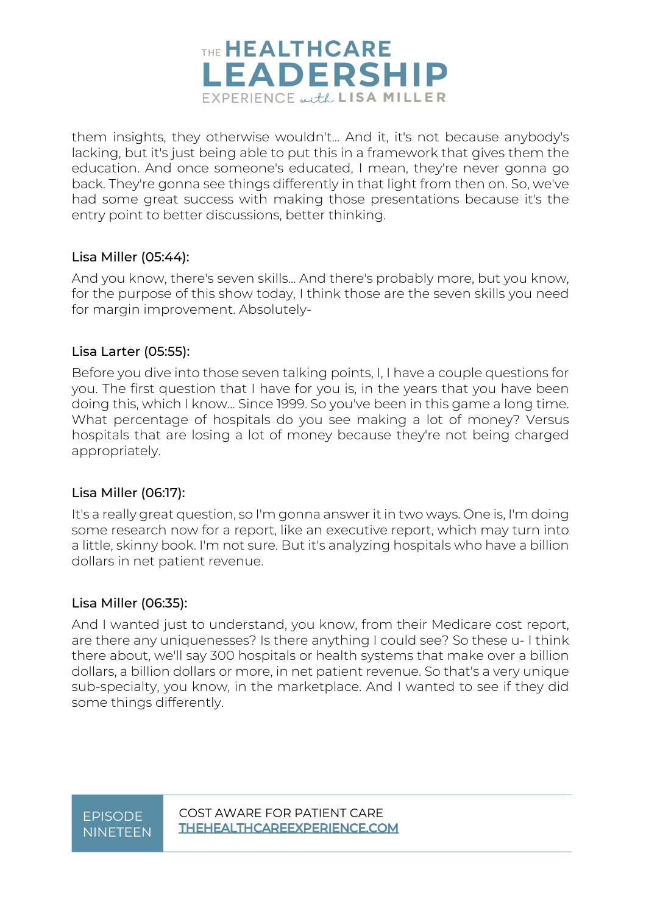them insights, they otherwise wouldn't... And it, it's not because anybody's lacking, but it's just being able to put this in a framework that gives them the education. And once someone's educated, I mean, they're never gonna go back. They're gonna see things differently in that light from then on. So, we've had some great success with making those presentations because it's the entry point to better discussions, better thinking.

#### Lisa Miller (05:44):

And you know, there's seven skills... And there's probably more, but you know, for the purpose of this show today, I think those are the seven skills you need for margin improvement. Absolutely-

#### Lisa Larter (05:55):

Before you dive into those seven talking points, I, I have a couple questions for you. The first question that I have for you is, in the years that you have been doing this, which I know... Since 1999. So you've been in this game a long time. What percentage of hospitals do you see making a lot of money? Versus hospitals that are losing a lot of money because they're not being charged appropriately.

#### Lisa Miller (06:17):

It's a really great question, so I'm gonna answer it in two ways. One is, I'm doing some research now for a report, like an executive report, which may turn into a little, skinny book. I'm not sure. But it's analyzing hospitals who have a billion dollars in net patient revenue.

#### Lisa Miller (06:35):

And I wanted just to understand, you know, from their Medicare cost report, are there any uniquenesses? Is there anything I could see? So these u- I think there about, we'll say 300 hospitals or health systems that make over a billion dollars, a billion dollars or more, in net patient revenue. So that's a very unique sub-specialty, you know, in the marketplace. And I wanted to see if they did some things differently.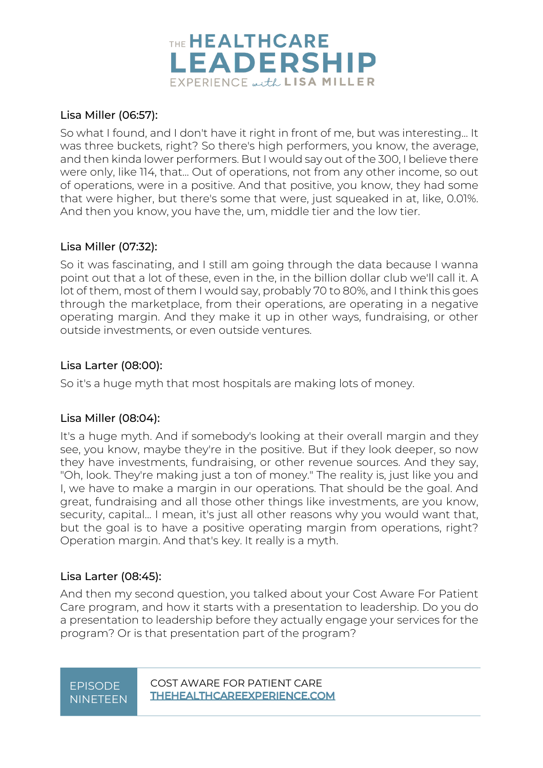Lisa Miller (06:57):

So what I found, and I don't have it right in front of me, but was interesting... It was three buckets, right? So there's high performers, you know, the average, and then kinda lower performers. But I would say out of the 300, I believe there were only, like 114, that... Out of operations, not from any other income, so out of operations, were in a positive. And that positive, you know, they had some that were higher, but there's some that were, just squeaked in at, like, 0.01%. And then you know, you have the, um, middle tier and the low tier.

Lisa Miller (07:32):

So it was fascinating, and I still am going through the data because I wanna point out that a lot of these, even in the, in the billion dollar club we'll call it. A lot of them, most of them I would say, probably 70 to 80%, and I think this goes through the marketplace, from their operations, are operating in a negative operating margin. And they make it up in other ways, fundraising, or other outside investments, or even outside ventures.

Lisa Larter (08:00):

So it's a huge myth that most hospitals are making lots of money.

Lisa Miller (08:04):

It's a huge myth. And if somebody's looking at their overall margin and they see, you know, maybe they're in the positive. But if they look deeper, so now they have investments, fundraising, or other revenue sources. And they say, "Oh, look. They're making just a ton of money." The reality is, just like you and I, we have to make a margin in our operations. That should be the goal. And great, fundraising and all those other things like investments, are you know, security, capital... I mean, it's just all other reasons why you would want that, but the goal is to have a positive operating margin from operations, right? Operation margin. And that's key. It really is a myth.

Lisa Larter (08:45):

And then my second question, you talked about your Cost Aware For Patient Care program, and how it starts with a presentation to leadership. Do you do a presentation to leadership before they actually engage your services for the program? Or is that presentation part of the program?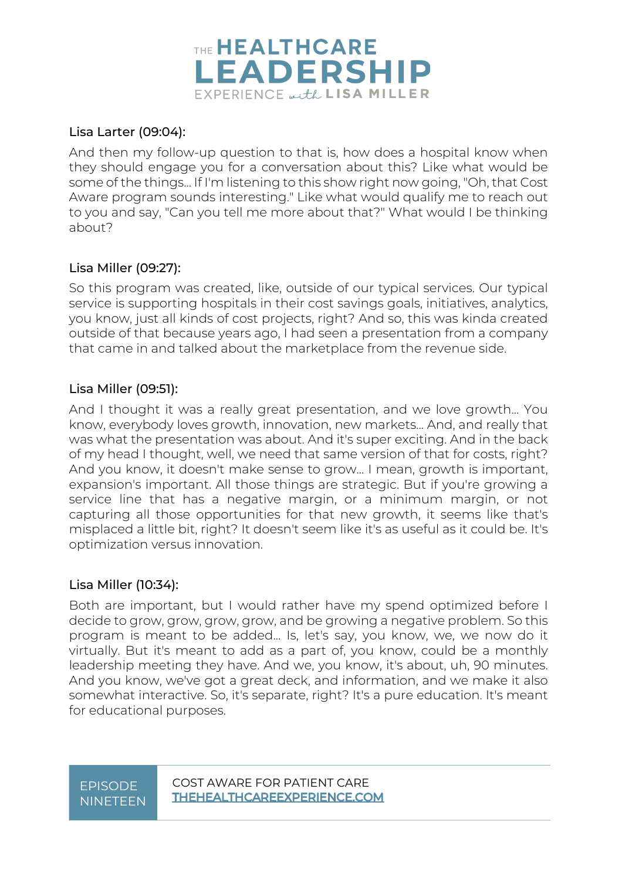Lisa Larter (09:04):

And then my follow-up question to that is, how does a hospital know when they should engage you for a conversation about this? Like what would be some of the things... If I'm listening to this show right now going, "Oh, that Cost Aware program sounds interesting." Like what would qualify me to reach out to you and say, "Can you tell me more about that?" What would I be thinking about?

Lisa Miller (09:27):

So this program was created, like, outside of our typical services. Our typical service is supporting hospitals in their cost savings goals, initiatives, analytics, you know, just all kinds of cost projects, right? And so, this was kinda created outside of that because years ago, I had seen a presentation from a company that came in and talked about the marketplace from the revenue side.

Lisa Miller (09:51):

And I thought it was a really great presentation, and we love growth... You know, everybody loves growth, innovation, new markets... And, and really that was what the presentation was about. And it's super exciting. And in the back of my head I thought, well, we need that same version of that for costs, right? And you know, it doesn't make sense to grow... I mean, growth is important, expansion's important. All those things are strategic. But if you're growing a service line that has a negative margin, or a minimum margin, or not capturing all those opportunities for that new growth, it seems like that's misplaced a little bit, right? It doesn't seem like it's as useful as it could be. It's optimization versus innovation.

Lisa Miller (10:34):

Both are important, but I would rather have my spend optimized before I decide to grow, grow, grow, grow, and be growing a negative problem. So this program is meant to be added... Is, let's say, you know, we, we now do it virtually. But it's meant to add as a part of, you know, could be a monthly leadership meeting they have. And we, you know, it's about, uh, 90 minutes. And you know, we've got a great deck, and information, and we make it also somewhat interactive. So, it's separate, right? It's a pure education. It's meant for educational purposes.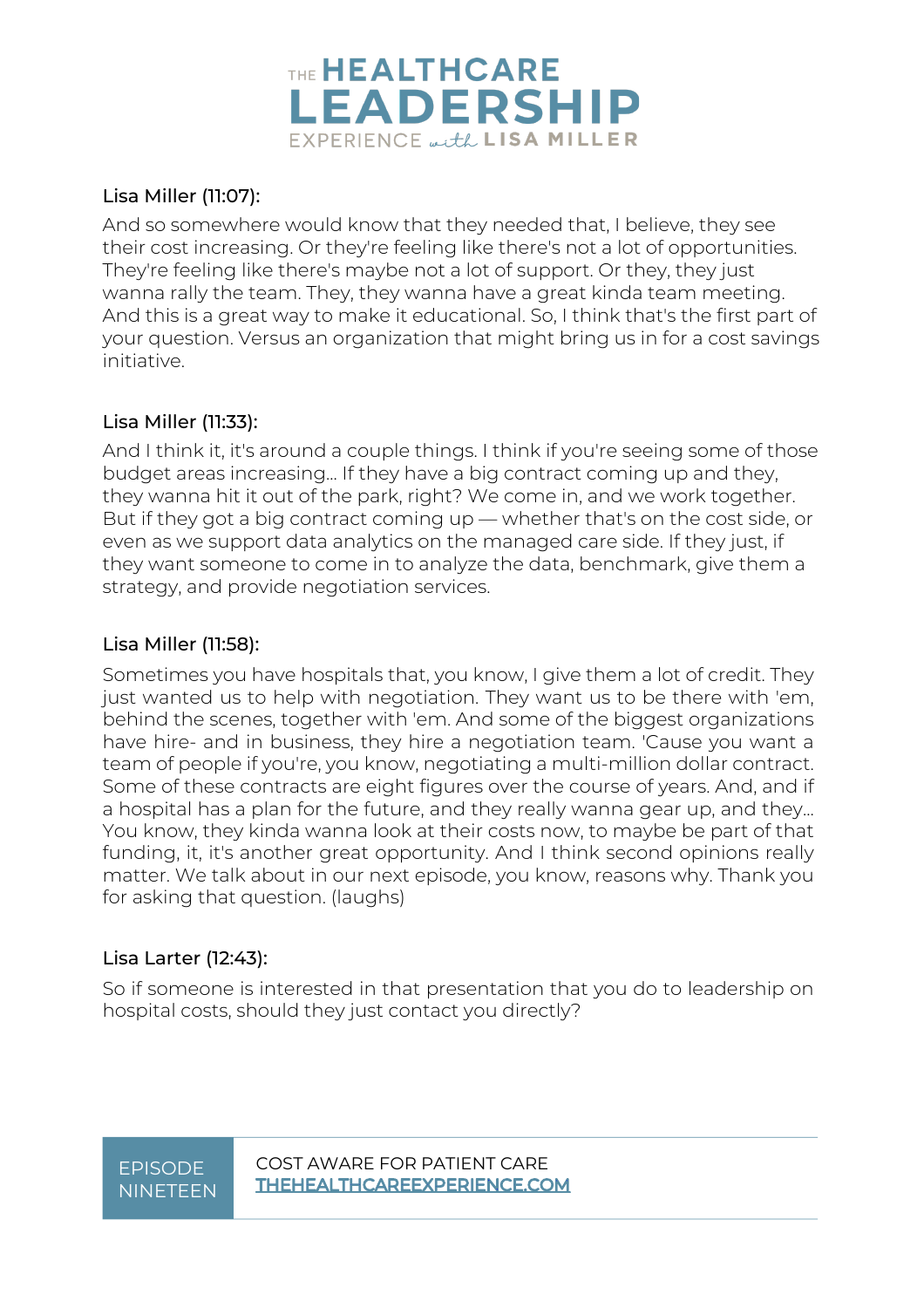Lisa Miller (11:07):

And so somewhere would know that they needed that, I believe, they see their cost increasing. Or they're feeling like there's not a lot of opportunities. They're feeling like there's maybe not a lot of support. Or they, they just wanna rally the team. They, they wanna have a great kinda team meeting. And this is a great way to make it educational. So, I think that's the first part of your question. Versus an organization that might bring us in for a cost savings initiative.

Lisa Miller (11:33):

And I think it, it's around a couple things. I think if you're seeing some of those budget areas increasing... If they have a big contract coming up and they, they wanna hit it out of the park, right? We come in, and we work together. But if they got a big contract coming up — whether that's on the cost side, or even as we support data analytics on the managed care side. If they just, if they want someone to come in to analyze the data, benchmark, give them a strategy, and provide negotiation services.

Lisa Miller (11:58):

Sometimes you have hospitals that, you know, I give them a lot of credit. They just wanted us to help with negotiation. They want us to be there with 'em, behind the scenes, together with 'em. And some of the biggest organizations have hire- and in business, they hire a negotiation team. 'Cause you want a team of people if you're, you know, negotiating a multi-million dollar contract. Some of these contracts are eight figures over the course of years. And, and if a hospital has a plan for the future, and they really wanna gear up, and they... You know, they kinda wanna look at their costs now, to maybe be part of that funding, it, it's another great opportunity. And I think second opinions really matter. We talk about in our next episode, you know, reasons why. Thank you for asking that question. (laughs)

Lisa Larter (12:43):

So if someone is interested in that presentation that you do to leadership on hospital costs, should they just contact you directly?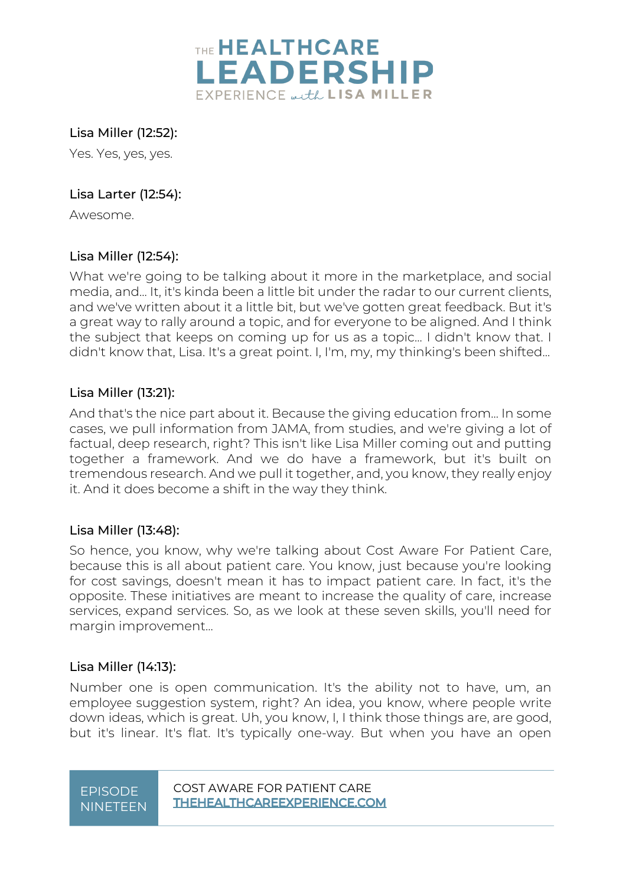Lisa Miller (12:52):

Yes. Yes, yes, yes.

Lisa Larter (12:54):

Awesome.

Lisa Miller (12:54):

What we're going to be talking about it more in the marketplace, and social media, and... It, it's kinda been a little bit under the radar to our current clients, and we've written about it a little bit, but we've gotten great feedback. But it's a great way to rally around a topic, and for everyone to be aligned. And I think the subject that keeps on coming up for us as a topic... I didn't know that. I didn't know that, Lisa. It's a great point. I, I'm, my, my thinking's been shifted...

Lisa Miller (13:21):

And that's the nice part about it. Because the giving education from... In some cases, we pull information from JAMA, from studies, and we're giving a lot of factual, deep research, right? This isn't like Lisa Miller coming out and putting together a framework. And we do have a framework, but it's built on tremendous research. And we pull it together, and, you know, they really enjoy it. And it does become a shift in the way they think.

Lisa Miller (13:48):

So hence, you know, why we're talking about Cost Aware For Patient Care, because this is all about patient care. You know, just because you're looking for cost savings, doesn't mean it has to impact patient care. In fact, it's the opposite. These initiatives are meant to increase the quality of care, increase services, expand services. So, as we look at these seven skills, you'll need for margin improvement...

Lisa Miller (14:13):

Number one is open communication. It's the ability not to have, um, an employee suggestion system, right? An idea, you know, where people write down ideas, which is great. Uh, you know, I, I think those things are, are good, but it's linear. It's flat. It's typically one-way. But when you have an open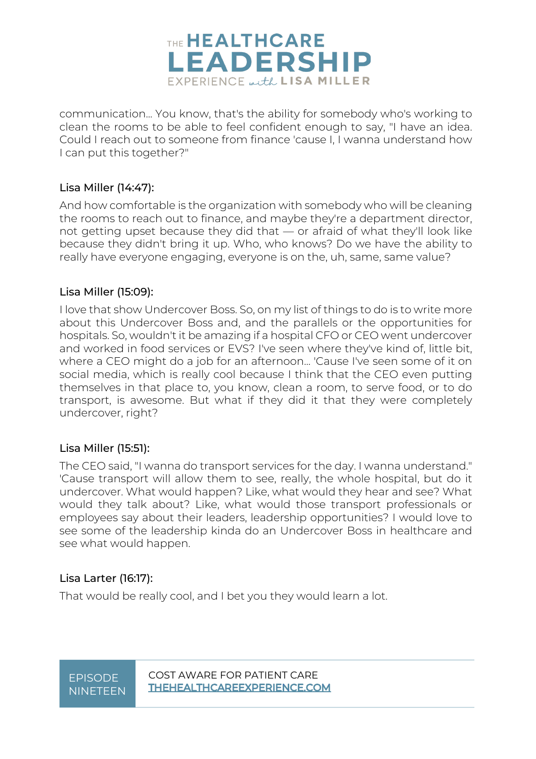communication... You know, that's the ability for somebody who's working to clean the rooms to be able to feel confident enough to say, "I have an idea. Could I reach out to someone from finance 'cause I, I wanna understand how I can put this together?"

**Lisa Miller (14:47):**

And how comfortable is the organization with somebody who will be cleaning the rooms to reach out to finance, and maybe they're a department director, not getting upset because they did that — or afraid of what they'll look like because they didn't bring it up. Who, who knows? Do we have the ability to really have everyone engaging, everyone is on the, uh, same, same value?

**Lisa Miller (15:09):**

I love that show Undercover Boss. So, on my list of things to do is to write more about this Undercover Boss and, and the parallels or the opportunities for hospitals. So, wouldn't it be amazing if a hospital CFO or CEO went undercover and worked in food services or EVS? I've seen where they've kind of, little bit, where a CEO might do a job for an afternoon... 'Cause I've seen some of it on social media, which is really cool because I think that the CEO even putting themselves in that place to, you know, clean a room, to serve food, or to do transport, is awesome. But what if they did it that they were completely undercover, right?

**Lisa Miller (15:51):**

The CEO said, "I wanna do transport services for the day. I wanna understand." 'Cause transport will allow them to see, really, the whole hospital, but do it undercover. What would happen? Like, what would they hear and see? What would they talk about? Like, what would those transport professionals or employees say about their leaders, leadership opportunities? I would love to see some of the leadership kinda do an Undercover Boss in healthcare and see what would happen.

**Lisa Larter (16:17):**

That would be really cool, and I bet you they would learn a lot.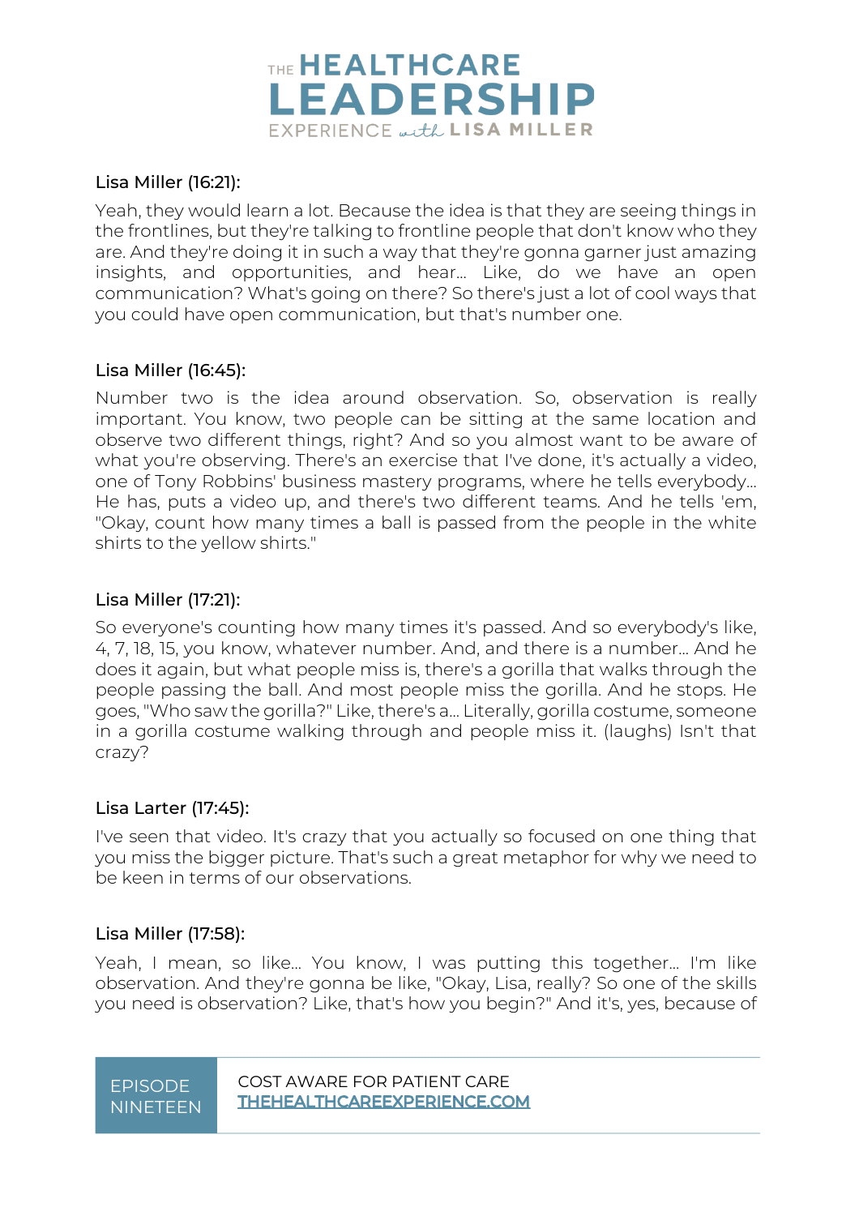Lisa Miller (16:21):

Yeah, they would learn a lot. Because the idea is that they are seeing things in the frontlines, but they're talking to frontline people that don't know who they are. And they're doing it in such a way that they're gonna garner just amazing insights, and opportunities, and hear... Like, do we have an open communication? What's going on there? So there's just a lot of cool ways that you could have open communication, but that's number one.

Lisa Miller (16:45):

Number two is the idea around observation. So, observation is really important. You know, two people can be sitting at the same location and observe two different things, right? And so you almost want to be aware of what you're observing. There's an exercise that I've done, it's actually a video, one of Tony Robbins' business mastery programs, where he tells everybody... He has, puts a video up, and there's two different teams. And he tells 'em, "Okay, count how many times a ball is passed from the people in the white shirts to the yellow shirts."

Lisa Miller (17:21):

So everyone's counting how many times it's passed. And so everybody's like, 4, 7, 18, 15, you know, whatever number. And, and there is a number... And he does it again, but what people miss is, there's a gorilla that walks through the people passing the ball. And most people miss the gorilla. And he stops. He goes, "Who saw the gorilla?" Like, there's a... Literally, gorilla costume, someone in a gorilla costume walking through and people miss it. (laughs) Isn't that crazy?

Lisa Larter (17:45):

I've seen that video. It's crazy that you actually so focused on one thing that you miss the bigger picture. That's such a great metaphor for why we need to be keen in terms of our observations.

Lisa Miller (17:58):

Yeah, I mean, so like... You know, I was putting this together... I'm like observation. And they're gonna be like, "Okay, Lisa, really? So one of the skills you need is observation? Like, that's how you begin?" And it's, yes, because of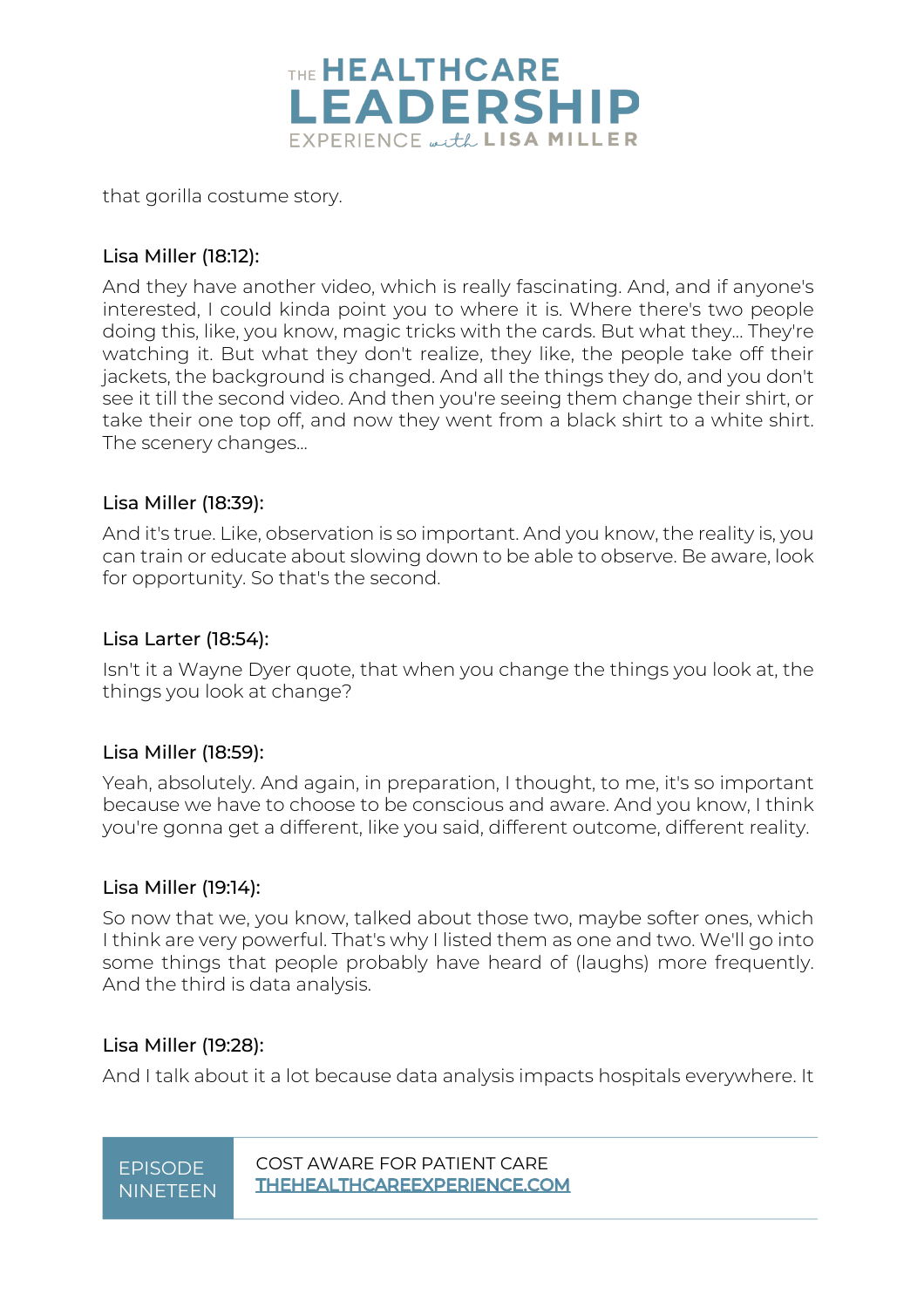that gorilla costume story.

Lisa Miller (18:12):

And they have another video, which is really fascinating. And, and if anyone's interested, I could kinda point you to where it is. Where there's two people doing this, like, you know, magic tricks with the cards. But what they... They're watching it. But what they don't realize, they like, the people take off their jackets, the background is changed. And all the things they do, and you don't see it till the second video. And then you're seeing them change their shirt, or take their one top off, and now they went from a black shirt to a white shirt. The scenery changes...

Lisa Miller (18:39):

And it's true. Like, observation is so important. And you know, the reality is, you can train or educate about slowing down to be able to observe. Be aware, look for opportunity. So that's the second.

Lisa Larter (18:54):

Isn't it a Wayne Dyer quote, that when you change the things you look at, the things you look at change?

Lisa Miller (18:59):

Yeah, absolutely. And again, in preparation, I thought, to me, it's so important because we have to choose to be conscious and aware. And you know, I think you're gonna get a different, like you said, different outcome, different reality.

Lisa Miller (19:14):

So now that we, you know, talked about those two, maybe softer ones, which I think are very powerful. That's why I listed them as one and two. We'll go into some things that people probably have heard of (laughs) more frequently. And the third is data analysis.

Lisa Miller (19:28):

And I talk about it a lot because data analysis impacts hospitals everywhere. It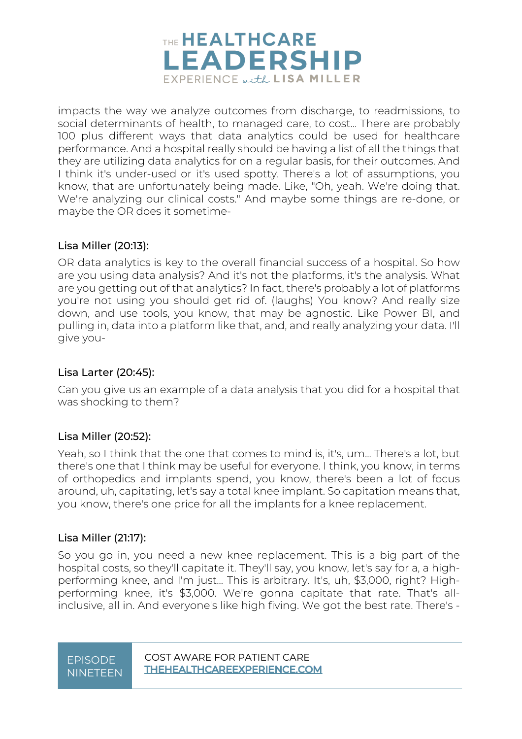impacts the way we analyze outcomes from discharge, to readmissions, to social determinants of health, to managed care, to cost... There are probably 100 plus different ways that data analytics could be used for healthcare performance. And a hospital really should be having a list of all the things that they are utilizing data analytics for on a regular basis, for their outcomes. And I think it's under-used or it's used spotty. There's a lot of assumptions, you know, that are unfortunately being made. Like, "Oh, yeah. We're doing that. We're analyzing our clinical costs." And maybe some things are re-done, or maybe the OR does it sometime-

Lisa Miller (20:13):

OR data analytics is key to the overall financial success of a hospital. So how are you using data analysis? And it's not the platforms, it's the analysis. What are you getting out of that analytics? In fact, there's probably a lot of platforms you're not using you should get rid of. (laughs) You know? And really size down, and use tools, you know, that may be agnostic. Like Power BI, and pulling in, data into a platform like that, and, and really analyzing your data. I'll give you-

Lisa Larter (20:45):

Can you give us an example of a data analysis that you did for a hospital that was shocking to them?

Lisa Miller (20:52):

Yeah, so I think that the one that comes to mind is, it's, um... There's a lot, but there's one that I think may be useful for everyone. I think, you know, in terms of orthopedics and implants spend, you know, there's been a lot of focus around, uh, capitating, let's say a total knee implant. So capitation means that, you know, there's one price for all the implants for a knee replacement.

Lisa Miller (21:17):

So you go in, you need a new knee replacement. This is a big part of the hospital costs, so they'll capitate it. They'll say, you know, let's say for a, a high-performing knee, and I'm just... This is arbitrary. It's, uh, $3,000, right? High-performing knee, it's $3,000. We're gonna capitate that rate. That's all-inclusive, all in. And everyone's like high fiving. We got the best rate. There's -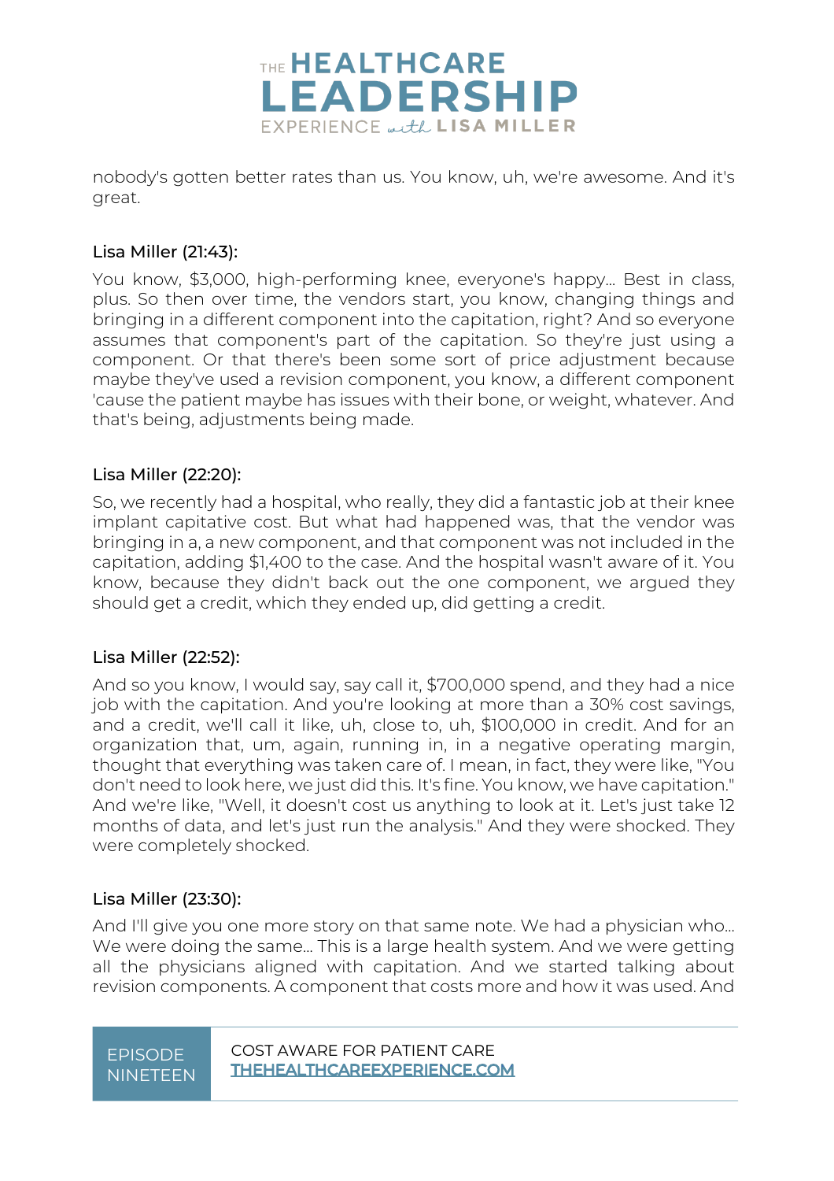nobody's gotten better rates than us. You know, uh, we're awesome. And it's great.

Lisa Miller (21:43):

You know, $3,000, high-performing knee, everyone's happy... Best in class, plus. So then over time, the vendors start, you know, changing things and bringing in a different component into the capitation, right? And so everyone assumes that component's part of the capitation. So they're just using a component. Or that there's been some sort of price adjustment because maybe they've used a revision component, you know, a different component 'cause the patient maybe has issues with their bone, or weight, whatever. And that's being, adjustments being made.

Lisa Miller (22:20):

So, we recently had a hospital, who really, they did a fantastic job at their knee implant capitative cost. But what had happened was, that the vendor was bringing in a, a new component, and that component was not included in the capitation, adding $1,400 to the case. And the hospital wasn't aware of it. You know, because they didn't back out the one component, we argued they should get a credit, which they ended up, did getting a credit.

Lisa Miller (22:52):

And so you know, I would say, say call it, $700,000 spend, and they had a nice job with the capitation. And you're looking at more than a 30% cost savings, and a credit, we'll call it like, uh, close to, uh, $100,000 in credit. And for an organization that, um, again, running in, in a negative operating margin, thought that everything was taken care of. I mean, in fact, they were like, "You don't need to look here, we just did this. It's fine. You know, we have capitation." And we're like, "Well, it doesn't cost us anything to look at it. Let's just take 12 months of data, and let's just run the analysis." And they were shocked. They were completely shocked.

Lisa Miller (23:30):

And I'll give you one more story on that same note. We had a physician who... We were doing the same... This is a large health system. And we were getting all the physicians aligned with capitation. And we started talking about revision components. A component that costs more and how it was used. And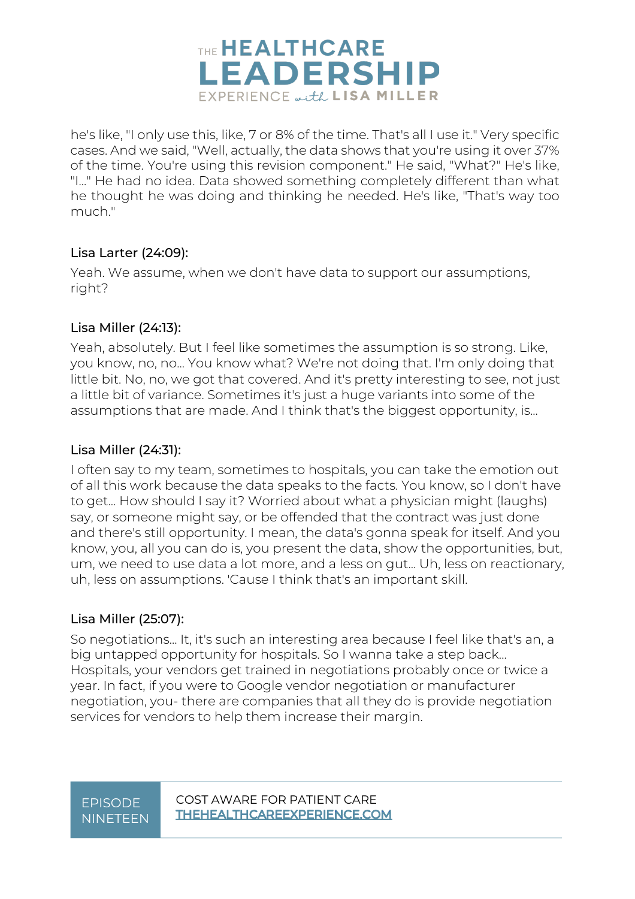he's like, "I only use this, like, 7 or 8% of the time. That's all I use it." Very specific cases. And we said, "Well, actually, the data shows that you're using it over 37% of the time. You're using this revision component." He said, "What?" He's like, "I..." He had no idea. Data showed something completely different than what he thought he was doing and thinking he needed. He's like, "That's way too much."

### Lisa Larter (24:09):

Yeah. We assume, when we don't have data to support our assumptions, right?

### Lisa Miller (24:13):

Yeah, absolutely. But I feel like sometimes the assumption is so strong. Like, you know, no, no... You know what? We're not doing that. I'm only doing that little bit. No, no, we got that covered. And it's pretty interesting to see, not just a little bit of variance. Sometimes it's just a huge variants into some of the assumptions that are made. And I think that's the biggest opportunity, is...

### Lisa Miller (24:31):

I often say to my team, sometimes to hospitals, you can take the emotion out of all this work because the data speaks to the facts. You know, so I don't have to get... How should I say it? Worried about what a physician might (laughs) say, or someone might say, or be offended that the contract was just done and there's still opportunity. I mean, the data's gonna speak for itself. And you know, you, all you can do is, you present the data, show the opportunities, but, um, we need to use data a lot more, and a less on gut... Uh, less on reactionary, uh, less on assumptions. 'Cause I think that's an important skill.

### Lisa Miller (25:07):

So negotiations... It, it's such an interesting area because I feel like that's an, a big untapped opportunity for hospitals. So I wanna take a step back... Hospitals, your vendors get trained in negotiations probably once or twice a year. In fact, if you were to Google vendor negotiation or manufacturer negotiation, you- there are companies that all they do is provide negotiation services for vendors to help them increase their margin.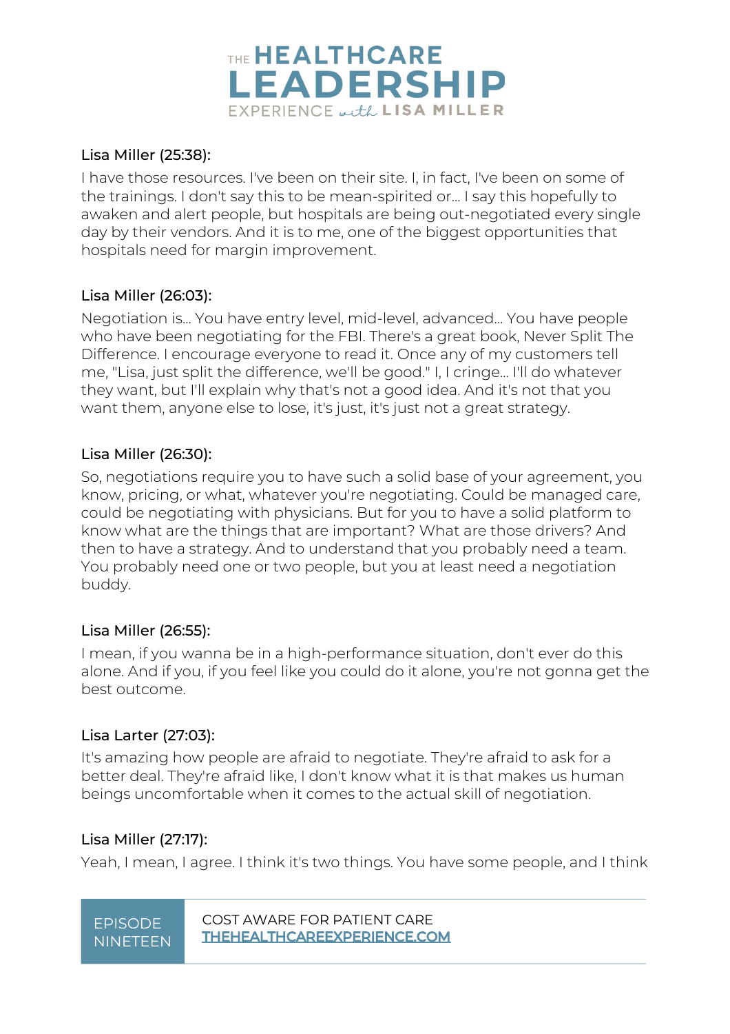Lisa Miller (25:38):

I have those resources. I've been on their site. I, in fact, I've been on some of the trainings. I don't say this to be mean-spirited or… I say this hopefully to awaken and alert people, but hospitals are being out-negotiated every single day by their vendors. And it is to me, one of the biggest opportunities that hospitals need for margin improvement.

Lisa Miller (26:03):

Negotiation is… You have entry level, mid-level, advanced… You have people who have been negotiating for the FBI. There's a great book, Never Split The Difference. I encourage everyone to read it. Once any of my customers tell me, "Lisa, just split the difference, we'll be good." I, I cringe… I'll do whatever they want, but I'll explain why that's not a good idea. And it's not that you want them, anyone else to lose, it's just, it's just not a great strategy.

Lisa Miller (26:30):

So, negotiations require you to have such a solid base of your agreement, you know, pricing, or what, whatever you're negotiating. Could be managed care, could be negotiating with physicians. But for you to have a solid platform to know what are the things that are important? What are those drivers? And then to have a strategy. And to understand that you probably need a team. You probably need one or two people, but you at least need a negotiation buddy.

Lisa Miller (26:55):

I mean, if you wanna be in a high-performance situation, don't ever do this alone. And if you, if you feel like you could do it alone, you're not gonna get the best outcome.

Lisa Larter (27:03):

It's amazing how people are afraid to negotiate. They're afraid to ask for a better deal. They're afraid like, I don't know what it is that makes us human beings uncomfortable when it comes to the actual skill of negotiation.

Lisa Miller (27:17):

Yeah, I mean, I agree. I think it's two things. You have some people, and I think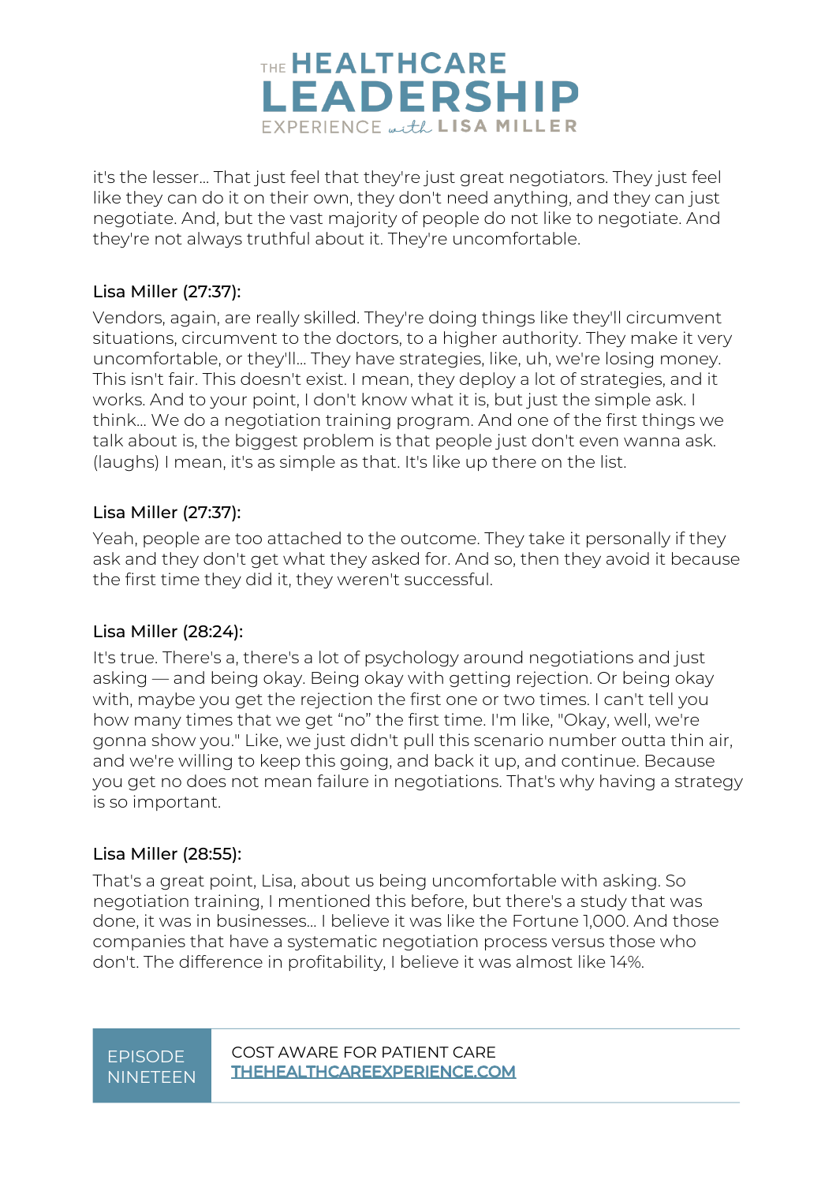it's the lesser… That just feel that they're just great negotiators. They just feel like they can do it on their own, they don't need anything, and they can just negotiate. And, but the vast majority of people do not like to negotiate. And they're not always truthful about it. They're uncomfortable.

Lisa Miller (27:37):

Vendors, again, are really skilled. They're doing things like they'll circumvent situations, circumvent to the doctors, to a higher authority. They make it very uncomfortable, or they'll… They have strategies, like, uh, we're losing money. This isn't fair. This doesn't exist. I mean, they deploy a lot of strategies, and it works. And to your point, I don't know what it is, but just the simple ask. I think… We do a negotiation training program. And one of the first things we talk about is, the biggest problem is that people just don't even wanna ask. (laughs) I mean, it's as simple as that. It's like up there on the list.

Lisa Miller (27:37):

Yeah, people are too attached to the outcome. They take it personally if they ask and they don't get what they asked for. And so, then they avoid it because the first time they did it, they weren't successful.

Lisa Miller (28:24):

It's true. There's a, there's a lot of psychology around negotiations and just asking — and being okay. Being okay with getting rejection. Or being okay with, maybe you get the rejection the first one or two times. I can't tell you how many times that we get "no" the first time. I'm like, "Okay, well, we're gonna show you." Like, we just didn't pull this scenario number outta thin air, and we're willing to keep this going, and back it up, and continue. Because you get no does not mean failure in negotiations. That's why having a strategy is so important.

Lisa Miller (28:55):

That's a great point, Lisa, about us being uncomfortable with asking. So negotiation training, I mentioned this before, but there's a study that was done, it was in businesses… I believe it was like the Fortune 1,000. And those companies that have a systematic negotiation process versus those who don't. The difference in profitability, I believe it was almost like 14%.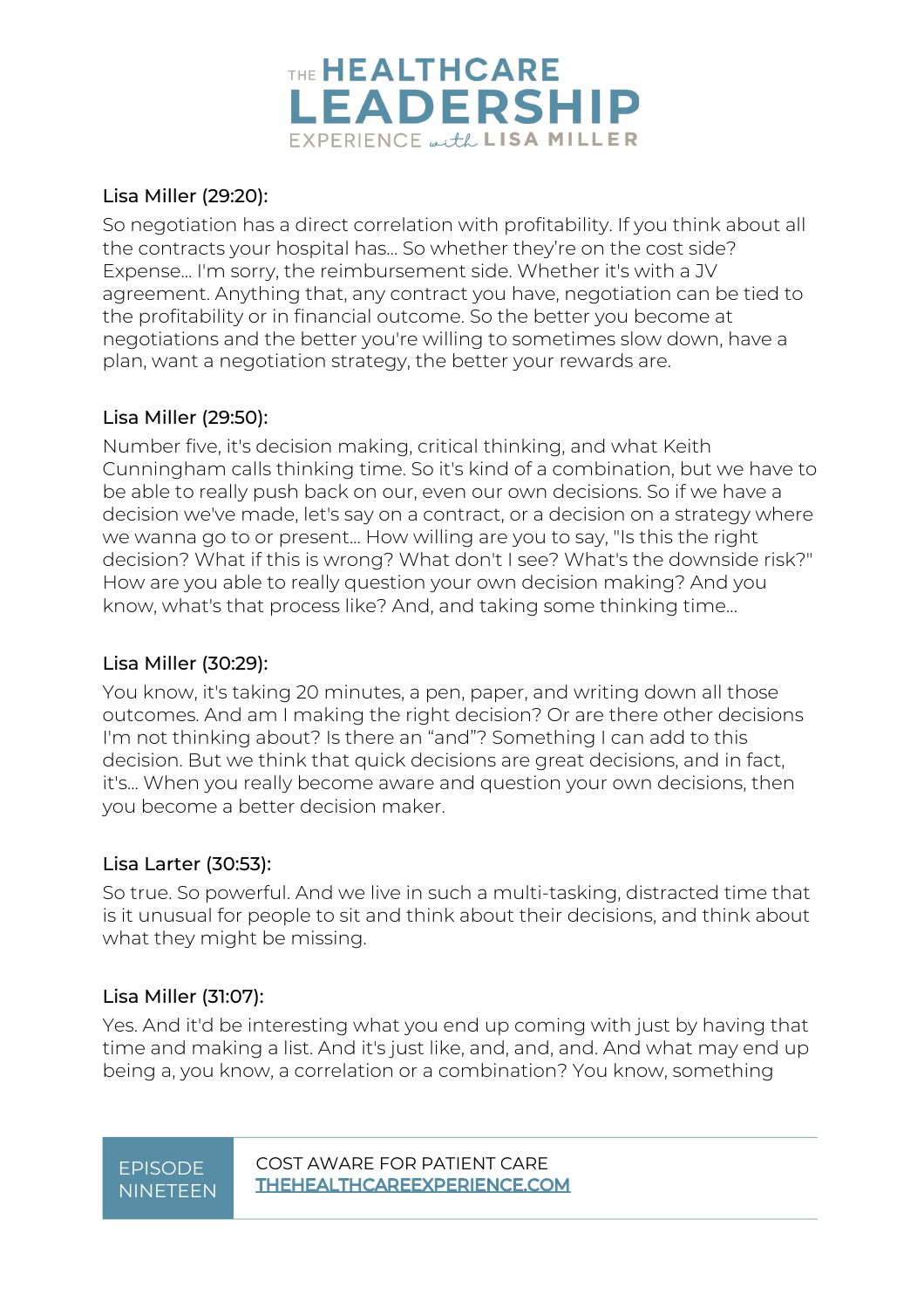Lisa Miller (29:20):

So negotiation has a direct correlation with profitability. If you think about all the contracts your hospital has... So whether they're on the cost side? Expense... I'm sorry, the reimbursement side. Whether it's with a JV agreement. Anything that, any contract you have, negotiation can be tied to the profitability or in financial outcome. So the better you become at negotiations and the better you're willing to sometimes slow down, have a plan, want a negotiation strategy, the better your rewards are.

Lisa Miller (29:50):

Number five, it's decision making, critical thinking, and what Keith Cunningham calls thinking time. So it's kind of a combination, but we have to be able to really push back on our, even our own decisions. So if we have a decision we've made, let's say on a contract, or a decision on a strategy where we wanna go to or present... How willing are you to say, "Is this the right decision? What if this is wrong? What don't I see? What's the downside risk?" How are you able to really question your own decision making? And you know, what's that process like? And, and taking some thinking time...

Lisa Miller (30:29):

You know, it's taking 20 minutes, a pen, paper, and writing down all those outcomes. And am I making the right decision? Or are there other decisions I'm not thinking about? Is there an "and"? Something I can add to this decision. But we think that quick decisions are great decisions, and in fact, it's... When you really become aware and question your own decisions, then you become a better decision maker.

Lisa Larter (30:53):

So true. So powerful. And we live in such a multi-tasking, distracted time that is it unusual for people to sit and think about their decisions, and think about what they might be missing.

Lisa Miller (31:07):

Yes. And it'd be interesting what you end up coming with just by having that time and making a list. And it's just like, and, and, and. And what may end up being a, you know, a correlation or a combination? You know, something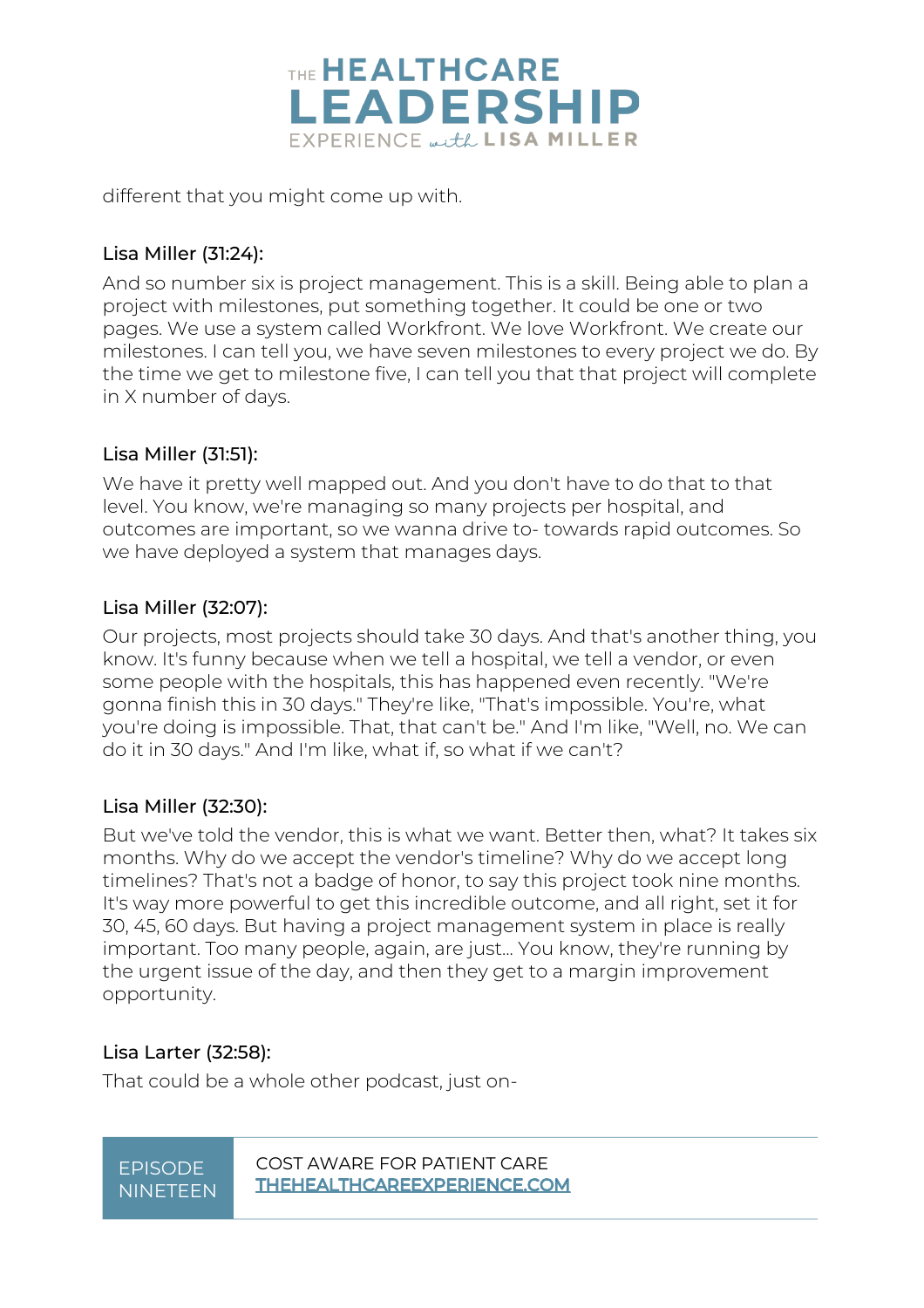different that you might come up with.

Lisa Miller (31:24):

And so number six is project management. This is a skill. Being able to plan a project with milestones, put something together. It could be one or two pages. We use a system called Workfront. We love Workfront. We create our milestones. I can tell you, we have seven milestones to every project we do. By the time we get to milestone five, I can tell you that that project will complete in X number of days.

Lisa Miller (31:51):

We have it pretty well mapped out. And you don't have to do that to that level. You know, we're managing so many projects per hospital, and outcomes are important, so we wanna drive to- towards rapid outcomes. So we have deployed a system that manages days.

Lisa Miller (32:07):

Our projects, most projects should take 30 days. And that's another thing, you know. It's funny because when we tell a hospital, we tell a vendor, or even some people with the hospitals, this has happened even recently. "We're gonna finish this in 30 days." They're like, "That's impossible. You're, what you're doing is impossible. That, that can't be." And I'm like, "Well, no. We can do it in 30 days." And I'm like, what if, so what if we can't?

Lisa Miller (32:30):

But we've told the vendor, this is what we want. Better then, what? It takes six months. Why do we accept the vendor's timeline? Why do we accept long timelines? That's not a badge of honor, to say this project took nine months. It's way more powerful to get this incredible outcome, and all right, set it for 30, 45, 60 days. But having a project management system in place is really important. Too many people, again, are just... You know, they're running by the urgent issue of the day, and then they get to a margin improvement opportunity.

Lisa Larter (32:58):

That could be a whole other podcast, just on-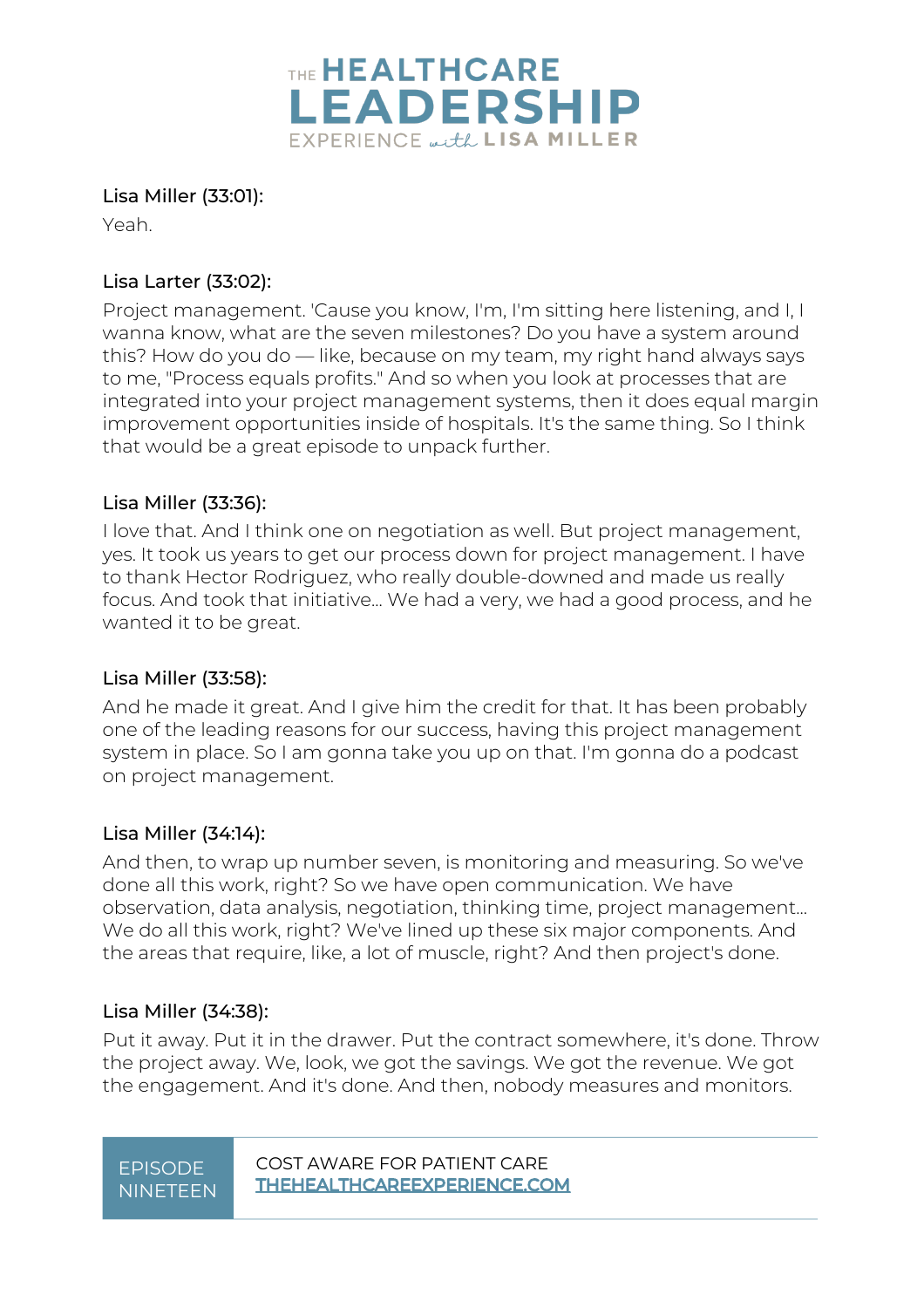Lisa Miller (33:01):

Yeah.

Lisa Larter (33:02):

Project management. 'Cause you know, I'm, I'm sitting here listening, and I, I wanna know, what are the seven milestones? Do you have a system around this? How do you do — like, because on my team, my right hand always says to me, "Process equals profits." And so when you look at processes that are integrated into your project management systems, then it does equal margin improvement opportunities inside of hospitals. It's the same thing. So I think that would be a great episode to unpack further.

Lisa Miller (33:36):

I love that. And I think one on negotiation as well. But project management, yes. It took us years to get our process down for project management. I have to thank Hector Rodriguez, who really double-downed and made us really focus. And took that initiative... We had a very, we had a good process, and he wanted it to be great.

Lisa Miller (33:58):

And he made it great. And I give him the credit for that. It has been probably one of the leading reasons for our success, having this project management system in place. So I am gonna take you up on that. I'm gonna do a podcast on project management.

Lisa Miller (34:14):

And then, to wrap up number seven, is monitoring and measuring. So we've done all this work, right? So we have open communication. We have observation, data analysis, negotiation, thinking time, project management... We do all this work, right? We've lined up these six major components. And the areas that require, like, a lot of muscle, right? And then project's done.

Lisa Miller (34:38):

Put it away. Put it in the drawer. Put the contract somewhere, it's done. Throw the project away. We, look, we got the savings. We got the revenue. We got the engagement. And it's done. And then, nobody measures and monitors.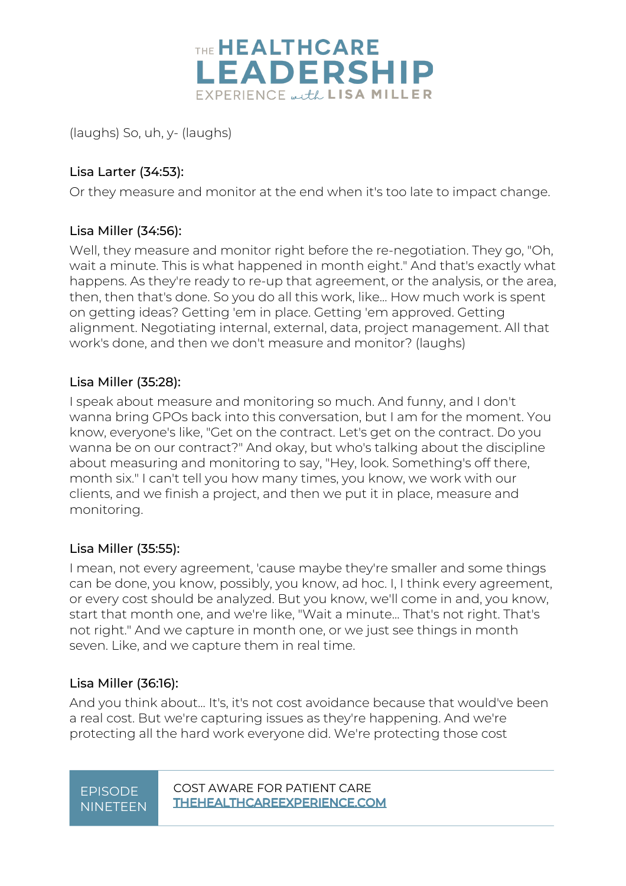(laughs) So, uh, y- (laughs)

Lisa Larter (34:53):

Or they measure and monitor at the end when it's too late to impact change.

Lisa Miller (34:56):

Well, they measure and monitor right before the re-negotiation. They go, "Oh, wait a minute. This is what happened in month eight." And that's exactly what happens. As they're ready to re-up that agreement, or the analysis, or the area, then, then that's done. So you do all this work, like… How much work is spent on getting ideas? Getting 'em in place. Getting 'em approved. Getting alignment. Negotiating internal, external, data, project management. All that work's done, and then we don't measure and monitor? (laughs)

Lisa Miller (35:28):

I speak about measure and monitoring so much. And funny, and I don't wanna bring GPOs back into this conversation, but I am for the moment. You know, everyone's like, "Get on the contract. Let's get on the contract. Do you wanna be on our contract?" And okay, but who's talking about the discipline about measuring and monitoring to say, "Hey, look. Something's off there, month six." I can't tell you how many times, you know, we work with our clients, and we finish a project, and then we put it in place, measure and monitoring.

Lisa Miller (35:55):

I mean, not every agreement, 'cause maybe they're smaller and some things can be done, you know, possibly, you know, ad hoc. I, I think every agreement, or every cost should be analyzed. But you know, we'll come in and, you know, start that month one, and we're like, "Wait a minute… That's not right. That's not right." And we capture in month one, or we just see things in month seven. Like, and we capture them in real time.

Lisa Miller (36:16):

And you think about… It's, it's not cost avoidance because that would've been a real cost. But we're capturing issues as they're happening. And we're protecting all the hard work everyone did. We're protecting those cost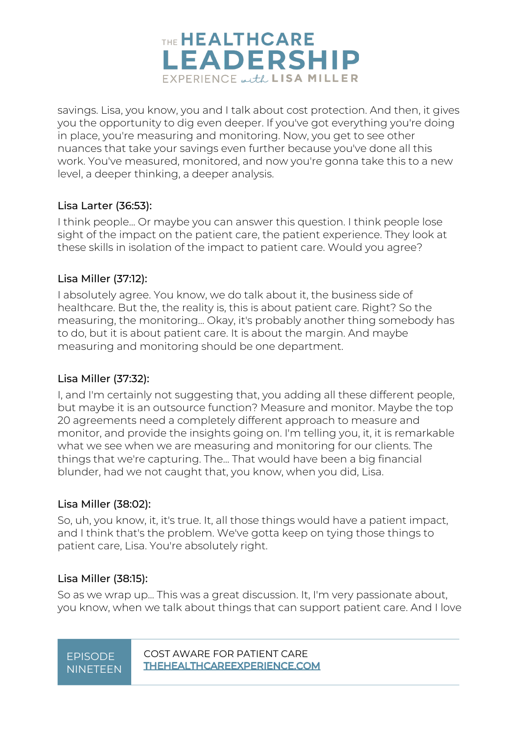savings. Lisa, you know, you and I talk about cost protection. And then, it gives you the opportunity to dig even deeper. If you've got everything you're doing in place, you're measuring and monitoring. Now, you get to see other nuances that take your savings even further because you've done all this work. You've measured, monitored, and now you're gonna take this to a new level, a deeper thinking, a deeper analysis.

Lisa Larter (36:53):

I think people... Or maybe you can answer this question. I think people lose sight of the impact on the patient care, the patient experience. They look at these skills in isolation of the impact to patient care. Would you agree?

Lisa Miller (37:12):

I absolutely agree. You know, we do talk about it, the business side of healthcare. But the, the reality is, this is about patient care. Right? So the measuring, the monitoring... Okay, it's probably another thing somebody has to do, but it is about patient care. It is about the margin. And maybe measuring and monitoring should be one department.

Lisa Miller (37:32):

I, and I'm certainly not suggesting that, you adding all these different people, but maybe it is an outsource function? Measure and monitor. Maybe the top 20 agreements need a completely different approach to measure and monitor, and provide the insights going on. I'm telling you, it, it is remarkable what we see when we are measuring and monitoring for our clients. The things that we're capturing. The... That would have been a big financial blunder, had we not caught that, you know, when you did, Lisa.

Lisa Miller (38:02):

So, uh, you know, it, it's true. It, all those things would have a patient impact, and I think that's the problem. We've gotta keep on tying those things to patient care, Lisa. You're absolutely right.

Lisa Miller (38:15):

So as we wrap up... This was a great discussion. It, I'm very passionate about, you know, when we talk about things that can support patient care. And I love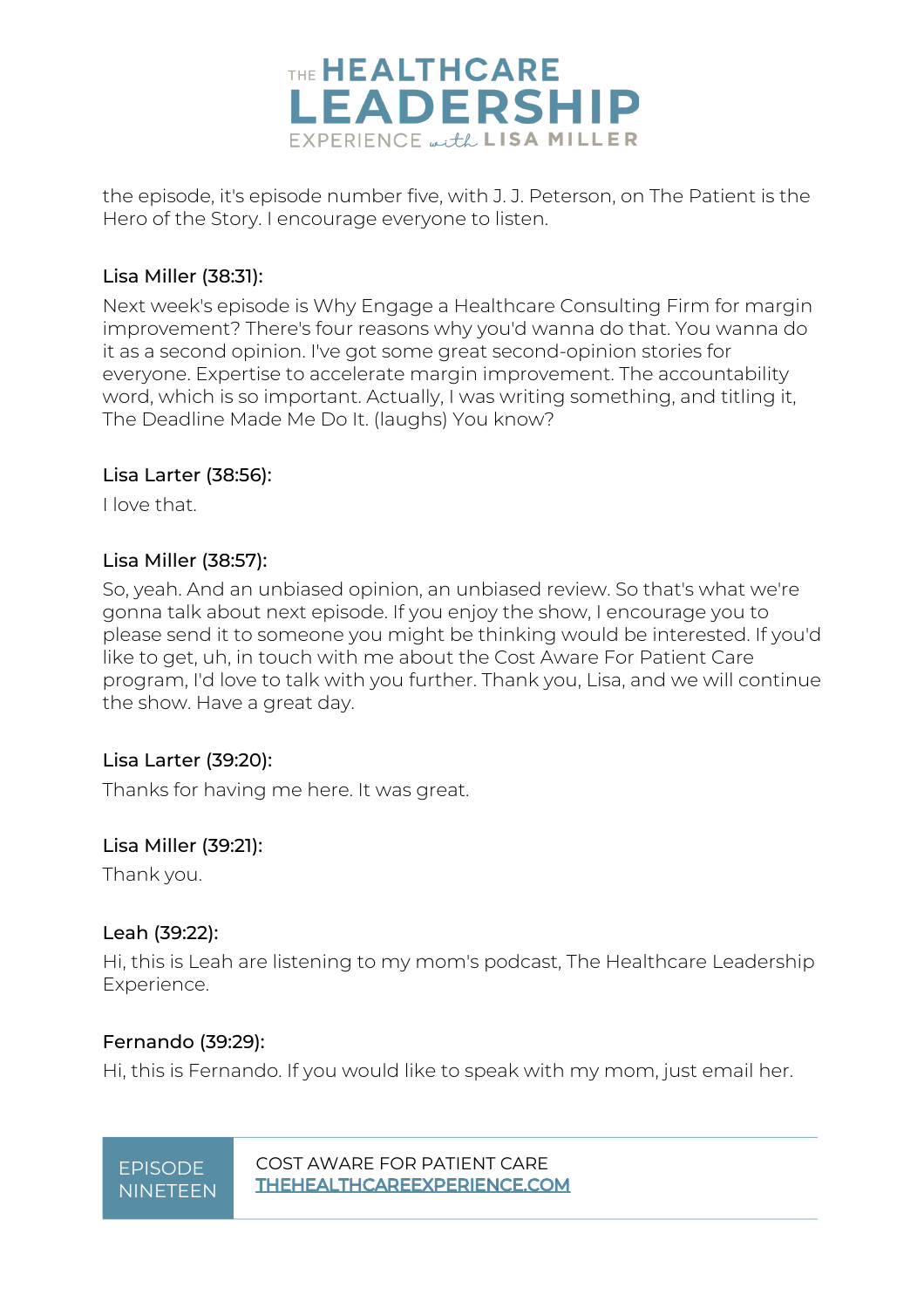the episode, it's episode number five, with J. J. Peterson, on The Patient is the Hero of the Story. I encourage everyone to listen.

**Lisa Miller (38:31):**

Next week's episode is Why Engage a Healthcare Consulting Firm for margin improvement? There's four reasons why you'd wanna do that. You wanna do it as a second opinion. I've got some great second-opinion stories for everyone. Expertise to accelerate margin improvement. The accountability word, which is so important. Actually, I was writing something, and titling it, The Deadline Made Me Do It. (laughs) You know?

**Lisa Larter (38:56):**

I love that.

**Lisa Miller (38:57):**

So, yeah. And an unbiased opinion, an unbiased review. So that's what we're gonna talk about next episode. If you enjoy the show, I encourage you to please send it to someone you might be thinking would be interested. If you'd like to get, uh, in touch with me about the Cost Aware For Patient Care program, I'd love to talk with you further. Thank you, Lisa, and we will continue the show. Have a great day.

**Lisa Larter (39:20):**

Thanks for having me here. It was great.

**Lisa Miller (39:21):**

Thank you.

**Leah (39:22):**

Hi, this is Leah are listening to my mom's podcast, The Healthcare Leadership Experience.

**Fernando (39:29):**

Hi, this is Fernando. If you would like to speak with my mom, just email her.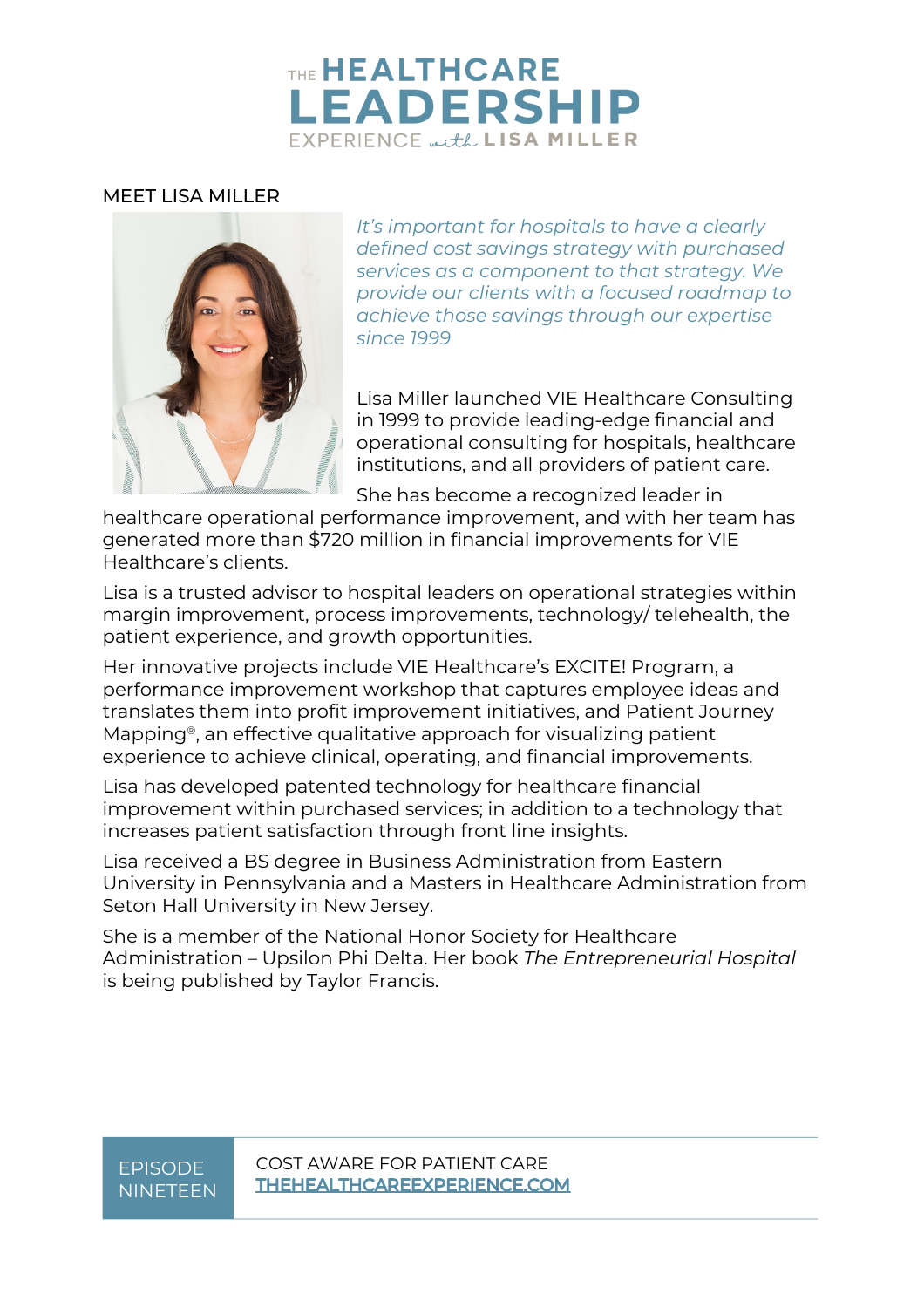THE HEALTHCARE LEADERSHIP EXPERIENCE with LISA MILLER

## MEET LISA MILLER

*It's important for hospitals to have a clearly defined cost savings strategy with purchased services as a component to that strategy. We provide our clients with a focused roadmap to achieve those savings through our expertise since 1999*

Lisa Miller launched VIE Healthcare Consulting in 1999 to provide leading-edge financial and operational consulting for hospitals, healthcare institutions, and all providers of patient care.

She has become a recognized leader in healthcare operational performance improvement, and with her team has generated more than $720 million in financial improvements for VIE Healthcare's clients.

Lisa is a trusted advisor to hospital leaders on operational strategies within margin improvement, process improvements, technology/ telehealth, the patient experience, and growth opportunities.

Her innovative projects include VIE Healthcare's EXCITE! Program, a performance improvement workshop that captures employee ideas and translates them into profit improvement initiatives, and Patient Journey Mapping®, an effective qualitative approach for visualizing patient experience to achieve clinical, operating, and financial improvements.

Lisa has developed patented technology for healthcare financial improvement within purchased services; in addition to a technology that increases patient satisfaction through front line insights.

Lisa received a BS degree in Business Administration from Eastern University in Pennsylvania and a Masters in Healthcare Administration from Seton Hall University in New Jersey.

She is a member of the National Honor Society for Healthcare Administration – Upsilon Phi Delta. Her book *The Entrepreneurial Hospital* is being published by Taylor Francis.

EPISODE NINETEEN

COST AWARE FOR PATIENT CARE
THEHEALTHCAREEXPERIENCE.COM